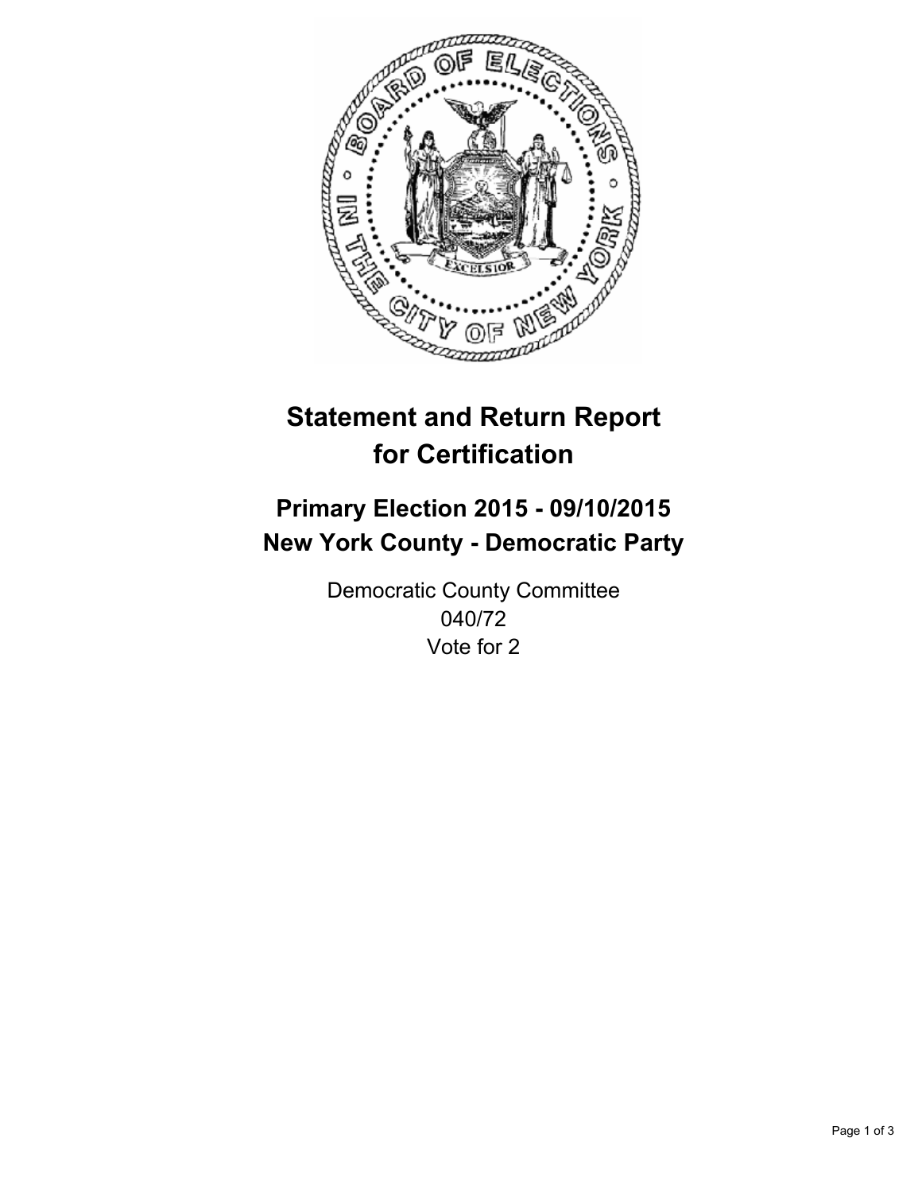# Statement and Return Report for Certification

## Primary Election 2015 - 09/10/2015
## New York County - Democratic Party

Democratic County Committee
040/72
Vote for 2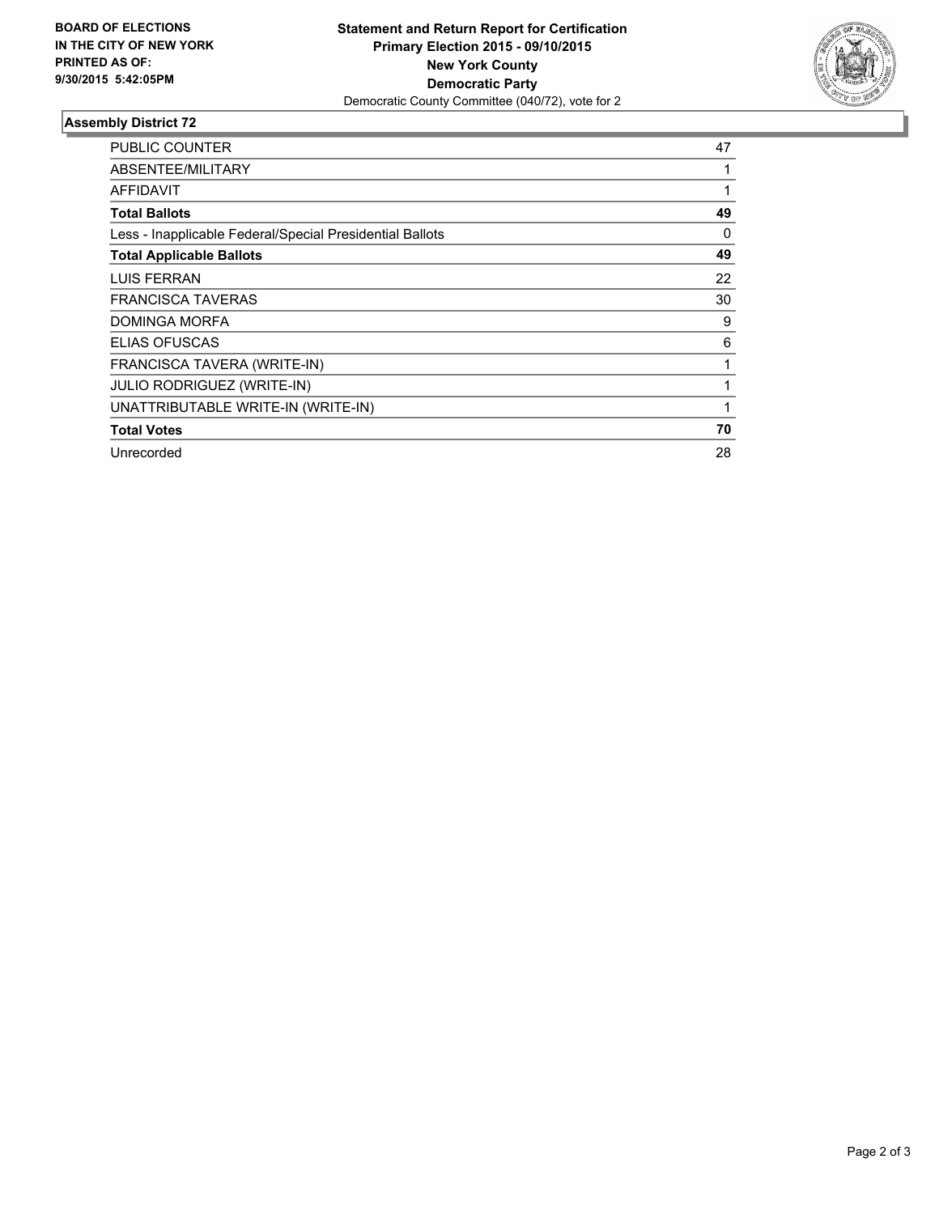**BOARD OF ELECTIONS IN THE CITY OF NEW YORK PRINTED AS OF: 9/30/2015 5:42:05PM**

**Statement and Return Report for Certification**
**Primary Election 2015 - 09/10/2015**
**New York County**
**Democratic Party**
Democratic County Committee (040/72), vote for 2

## Assembly District 72

| | |
|---|---|
| PUBLIC COUNTER | 47 |
| ABSENTEE/MILITARY | 1 |
| AFFIDAVIT | 1 |
| **Total Ballots** | **49** |
| Less - Inapplicable Federal/Special Presidential Ballots | 0 |
| **Total Applicable Ballots** | **49** |
| LUIS FERRAN | 22 |
| FRANCISCA TAVERAS | 30 |
| DOMINGA MORFA | 9 |
| ELIAS OFUSCAS | 6 |
| FRANCISCA TAVERA (WRITE-IN) | 1 |
| JULIO RODRIGUEZ (WRITE-IN) | 1 |
| UNATTRIBUTABLE WRITE-IN (WRITE-IN) | 1 |
| **Total Votes** | **70** |
| Unrecorded | 28 |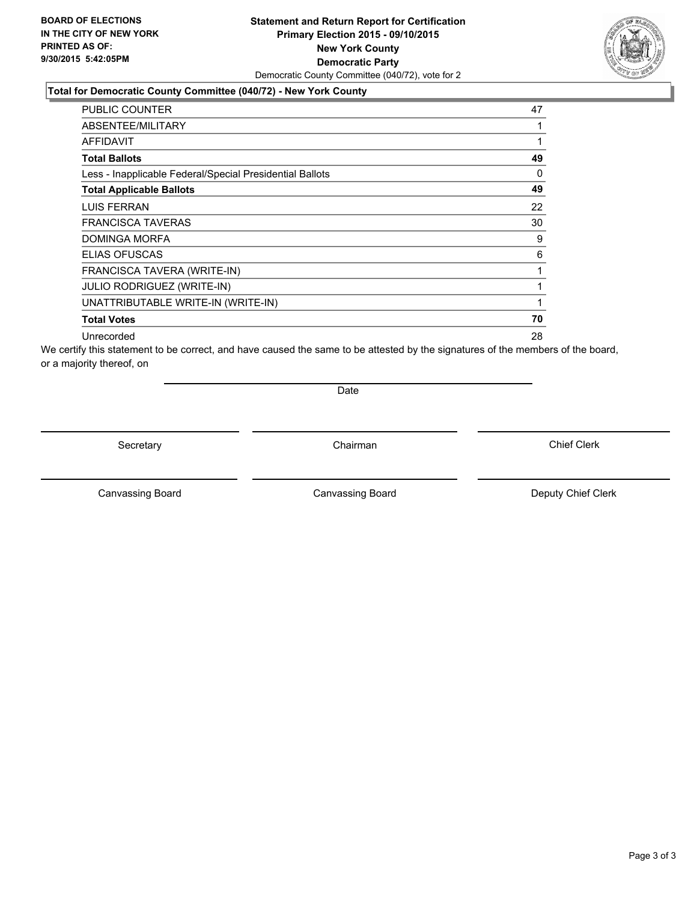**BOARD OF ELECTIONS IN THE CITY OF NEW YORK PRINTED AS OF: 9/30/2015 5:42:05PM**

**Statement and Return Report for Certification**
**Primary Election 2015 - 09/10/2015**
**New York County**
**Democratic Party**
Democratic County Committee (040/72), vote for 2

### Total for Democratic County Committee (040/72) - New York County

| | |
|---|---|
| PUBLIC COUNTER | 47 |
| ABSENTEE/MILITARY | 1 |
| AFFIDAVIT | 1 |
| **Total Ballots** | **49** |
| Less - Inapplicable Federal/Special Presidential Ballots | 0 |
| **Total Applicable Ballots** | **49** |
| LUIS FERRAN | 22 |
| FRANCISCA TAVERAS | 30 |
| DOMINGA MORFA | 9 |
| ELIAS OFUSCAS | 6 |
| FRANCISCA TAVERA (WRITE-IN) | 1 |
| JULIO RODRIGUEZ (WRITE-IN) | 1 |
| UNATTRIBUTABLE WRITE-IN (WRITE-IN) | 1 |
| **Total Votes** | **70** |
| Unrecorded | 28 |

We certify this statement to be correct, and have caused the same to be attested by the signatures of the members of the board, or a majority thereof, on

Date

Secretary

Chairman

Chief Clerk

Canvassing Board

Canvassing Board

Deputy Chief Clerk